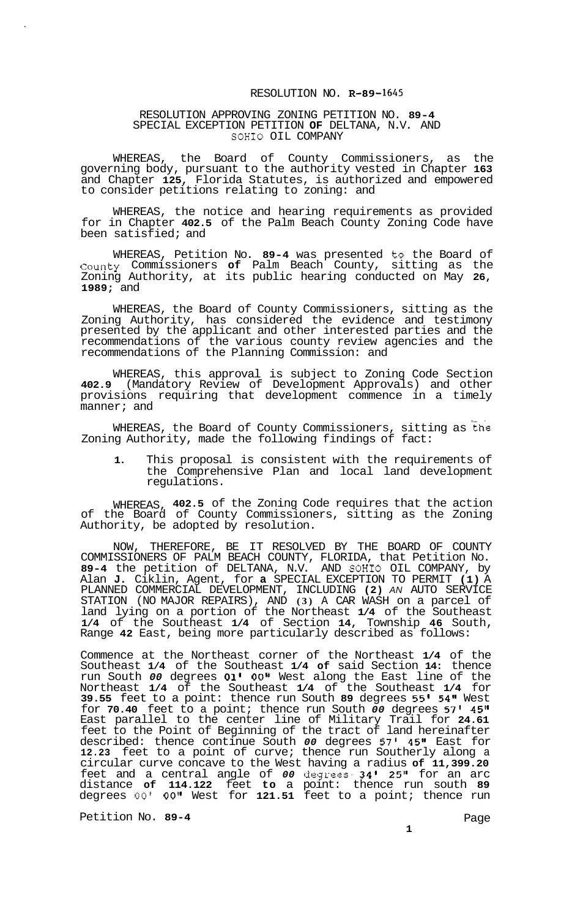RESOLUTION NO. R-89-1645

RESOLUTION APPROVING ZONING PETITION NO. 89-4
SPECIAL EXCEPTION PETITION OF DELTANA, N.V. AND
SOHIO OIL COMPANY

WHEREAS, the Board of County Commissioners, as the governing body, pursuant to the authority vested in Chapter 163 and Chapter 125, Florida Statutes, is authorized and empowered to consider petitions relating to zoning: and

WHEREAS, the notice and hearing requirements as provided for in Chapter 402.5 of the Palm Beach County Zoning Code have been satisfied; and

WHEREAS, Petition No. 89-4 was presented to the Board of County Commissioners of Palm Beach County, sitting as the Zoning Authority, at its public hearing conducted on May 26, 1989; and

WHEREAS, the Board of County Commissioners, sitting as the Zoning Authority, has considered the evidence and testimony presented by the applicant and other interested parties and the recommendations of the various county review agencies and the recommendations of the Planning Commission: and

WHEREAS, this approval is subject to Zoning Code Section 402.9 (Mandatory Review of Development Approvals) and other provisions requiring that development commence in a timely manner; and

WHEREAS, the Board of County Commissioners, sitting as the Zoning Authority, made the following findings of fact:

1. This proposal is consistent with the requirements of the Comprehensive Plan and local land development regulations.

WHEREAS, 402.5 of the Zoning Code requires that the action of the Board of County Commissioners, sitting as the Zoning Authority, be adopted by resolution.

NOW, THEREFORE, BE IT RESOLVED BY THE BOARD OF COUNTY COMMISSIONERS OF PALM BEACH COUNTY, FLORIDA, that Petition No. 89-4 the petition of DELTANA, N.V. AND SOHIO OIL COMPANY, by Alan J. Ciklin, Agent, for a SPECIAL EXCEPTION TO PERMIT (1) A PLANNED COMMERCIAL DEVELOPMENT, INCLUDING (2) AN AUTO SERVICE STATION (NO MAJOR REPAIRS), AND (3) A CAR WASH on a parcel of land lying on a portion of the Northeast 1/4 of the Southeast 1/4 of the Southeast 1/4 of Section 14, Township 46 South, Range 42 East, being more particularly described as follows:

Commence at the Northeast corner of the Northeast 1/4 of the Southeast 1/4 of the Southeast 1/4 of said Section 14: thence run South 00 degrees 01' 00" West along the East line of the Northeast 1/4 of the Southeast 1/4 of the Southeast 1/4 for 39.55 feet to a point: thence run South 89 degrees 55' 54" West for 70.40 feet to a point; thence run South 00 degrees 57' 45" East parallel to the center line of Military Trail for 24.61 feet to the Point of Beginning of the tract of land hereinafter described: thence continue South 00 degrees 57' 45" East for 12.23 feet to a point of curve; thence run Southerly along a circular curve concave to the West having a radius of 11,399.20 feet and a central angle of 00 degrees 34' 25" for an arc distance of 114.122 feet to a point: thence run south 89 degrees 00' 00" West for 121.51 feet to a point; thence run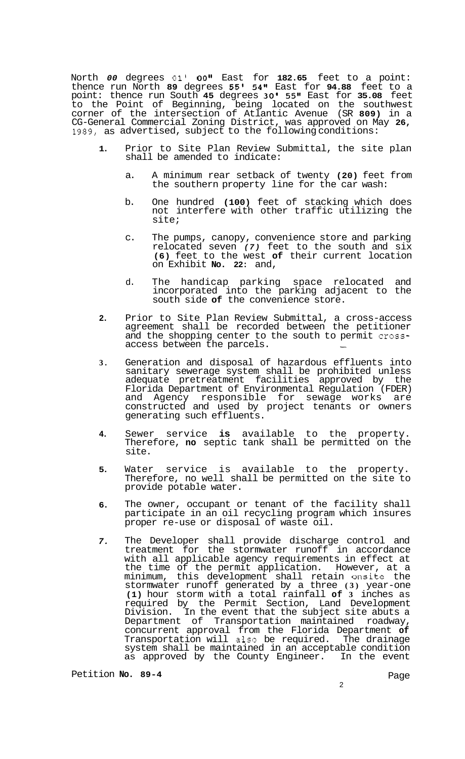North 00 degrees 01' 00" East for 182.65 feet to a point: thence run North 89 degrees 55' 54" East for 94.88 feet to a point: thence run South 45 degrees 30' 55" East for 35.08 feet to the Point of Beginning, being located on the southwest corner of the intersection of Atlantic Avenue (SR 809) in a CG-General Commercial Zoning District, was approved on May 26, 1989, as advertised, subject to the following conditions:

1. Prior to Site Plan Review Submittal, the site plan shall be amended to indicate:

   a. A minimum rear setback of twenty (20) feet from the southern property line for the car wash:

   b. One hundred (100) feet of stacking which does not interfere with other traffic utilizing the site;

   c. The pumps, canopy, convenience store and parking relocated seven (7) feet to the south and six (6) feet to the west of their current location on Exhibit No. 22: and,

   d. The handicap parking space relocated and incorporated into the parking adjacent to the south side of the convenience store.

2. Prior to Site Plan Review Submittal, a cross-access agreement shall be recorded between the petitioner and the shopping center to the south to permit cross-access between the parcels.

3. Generation and disposal of hazardous effluents into sanitary sewerage system shall be prohibited unless adequate pretreatment facilities approved by the Florida Department of Environmental Regulation (FDER) and Agency responsible for sewage works are constructed and used by project tenants or owners generating such effluents.

4. Sewer service is available to the property. Therefore, no septic tank shall be permitted on the site.

5. Water service is available to the property. Therefore, no well shall be permitted on the site to provide potable water.

6. The owner, occupant or tenant of the facility shall participate in an oil recycling program which insures proper re-use or disposal of waste oil.

7. The Developer shall provide discharge control and treatment for the stormwater runoff in accordance with all applicable agency requirements in effect at the time of the permit application. However, at a minimum, this development shall retain onsite the stormwater runoff generated by a three (3) year-one (1) hour storm with a total rainfall of 3 inches as required by the Permit Section, Land Development Division. In the event that the subject site abuts a Department of Transportation maintained roadway, concurrent approval from the Florida Department of Transportation will also be required. The drainage system shall be maintained in an acceptable condition as approved by the County Engineer. In the event

Petition No. 89-4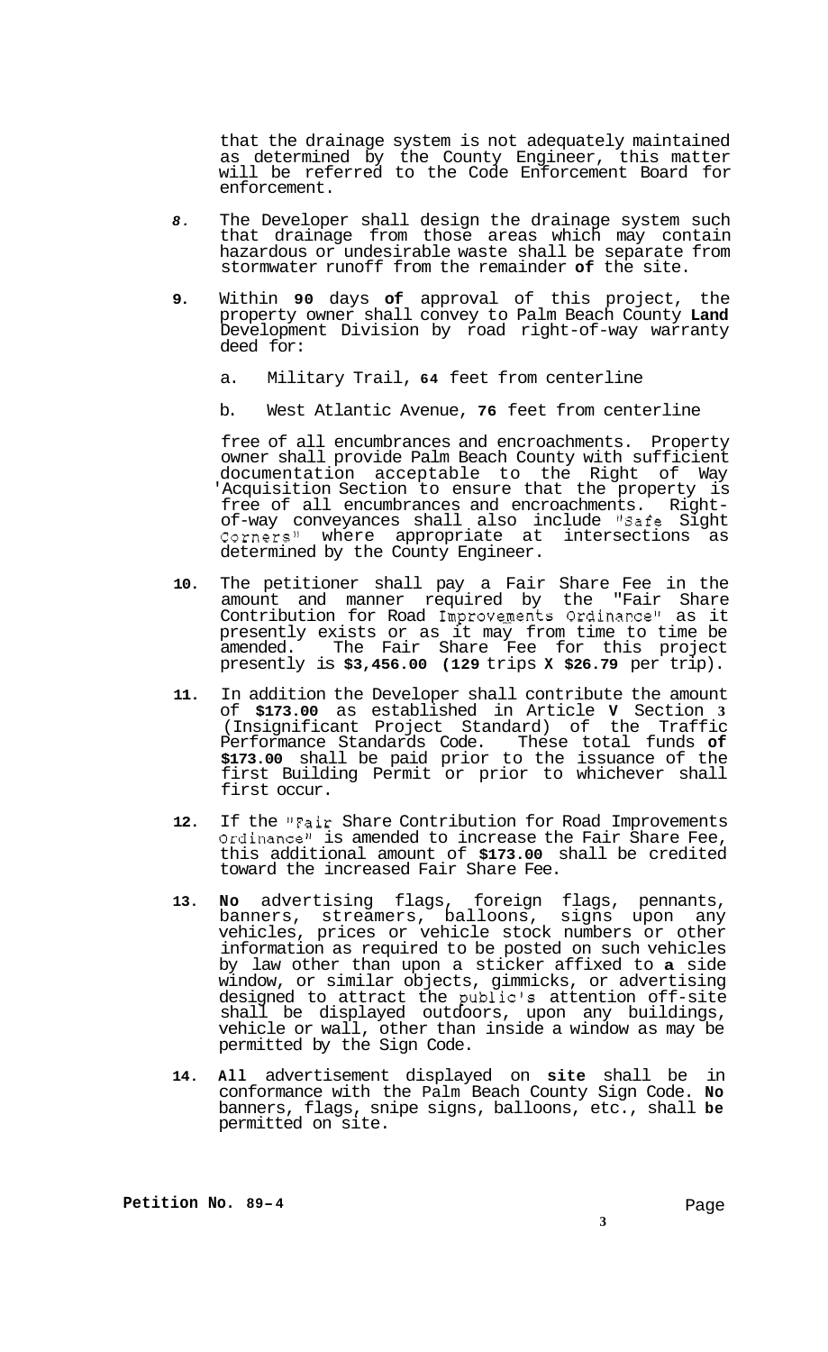that the drainage system is not adequately maintained as determined by the County Engineer, this matter will be referred to the Code Enforcement Board for enforcement.

8. The Developer shall design the drainage system such that drainage from those areas which may contain hazardous or undesirable waste shall be separate from stormwater runoff from the remainder **of** the site.

9. Within **90** days **of** approval of this project, the property owner shall convey to Palm Beach County **Land** Development Division by road right-of-way warranty deed for:

   a. Military Trail, **64** feet from centerline

   b. West Atlantic Avenue, **76** feet from centerline

   free of all encumbrances and encroachments. Property owner shall provide Palm Beach County with sufficient documentation acceptable to the Right of Way Acquisition Section to ensure that the property is free of all encumbrances and encroachments. Right-of-way conveyances shall also include "Safe Sight Corners" where appropriate at intersections as determined by the County Engineer.

10. The petitioner shall pay a Fair Share Fee in the amount and manner required by the "Fair Share Contribution for Road Improvements Ordinance" as it presently exists or as it may from time to time be amended. The Fair Share Fee for this project presently is **$3,456.00 (129** trips **X $26.79** per trip).

11. In addition the Developer shall contribute the amount of **$173.00** as established in Article **V** Section **3** (Insignificant Project Standard) of the Traffic Performance Standards Code. These total funds **of $173.00** shall be paid prior to the issuance of the first Building Permit or prior to whichever shall first occur.

12. If the "Fair Share Contribution for Road Improvements Ordinance" is amended to increase the Fair Share Fee, this additional amount of **$173.00** shall be credited toward the increased Fair Share Fee.

13. **No** advertising flags, foreign flags, pennants, banners, streamers, balloons, signs upon any vehicles, prices or vehicle stock numbers or other information as required to be posted on such vehicles by law other than upon a sticker affixed to **a** side window, or similar objects, gimmicks, or advertising designed to attract the public's attention off-site shall be displayed outdoors, upon any buildings, vehicle or wall, other than inside a window as may be permitted by the Sign Code.

14. **All** advertisement displayed on **site** shall be in conformance with the Palm Beach County Sign Code. **No** banners, flags, snipe signs, balloons, etc., shall **be** permitted on site.

**Petition No. 89-4**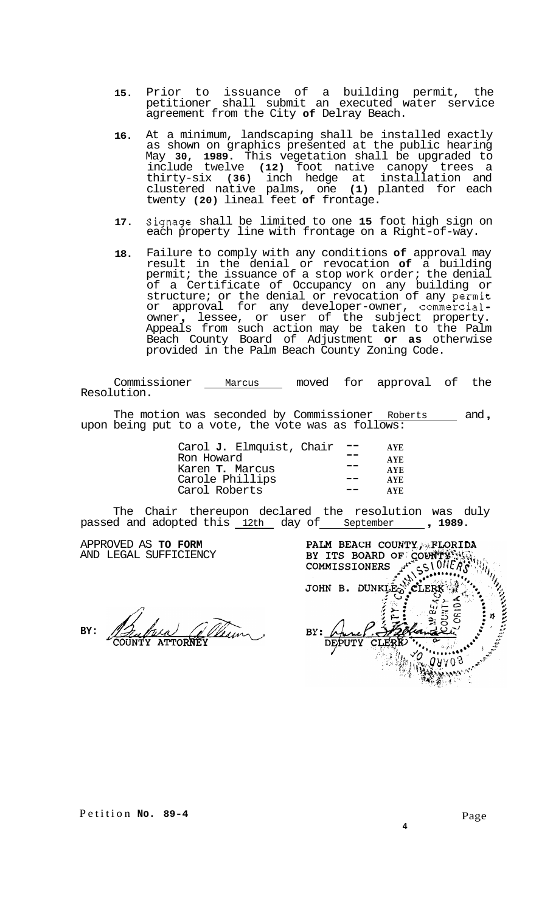15. Prior to issuance of a building permit, the petitioner shall submit an executed water service agreement from the City of Delray Beach.

16. At a minimum, landscaping shall be installed exactly as shown on graphics presented at the public hearing May 30, 1989. This vegetation shall be upgraded to include twelve (12) foot native canopy trees a thirty-six (36) inch hedge at installation and clustered native palms, one (1) planted for each twenty (20) lineal feet of frontage.

17. Signage shall be limited to one 15 foot high sign on each property line with frontage on a Right-of-way.

18. Failure to comply with any conditions of approval may result in the denial or revocation of a building permit; the issuance of a stop work order; the denial of a Certificate of Occupancy on any building or structure; or the denial or revocation of any permit or approval for any developer-owner, commercial-owner, lessee, or user of the subject property. Appeals from such action may be taken to the Palm Beach County Board of Adjustment or as otherwise provided in the Palm Beach County Zoning Code.

Commissioner Marcus moved for approval of the Resolution.

The motion was seconded by Commissioner Roberts and, upon being put to a vote, the vote was as follows:

| | | |
|---|---|---|
| Carol J. Elmquist, Chair | -- | AYE |
| Ron Howard | -- | AYE |
| Karen T. Marcus | -- | AYE |
| Carole Phillips | -- | AYE |
| Carol Roberts | -- | AYE |

The Chair thereupon declared the resolution was duly passed and adopted this 12th day of September, 1989.

APPROVED AS TO FORM AND LEGAL SUFFICIENCY

BY: COUNTY ATTORNEY

PALM BEACH COUNTY, FLORIDA BY ITS BOARD OF COUNTY COMMISSIONERS

JOHN B. DUNKLE, CLERK

BY: DEPUTY CLERK

Petition No. 89-4